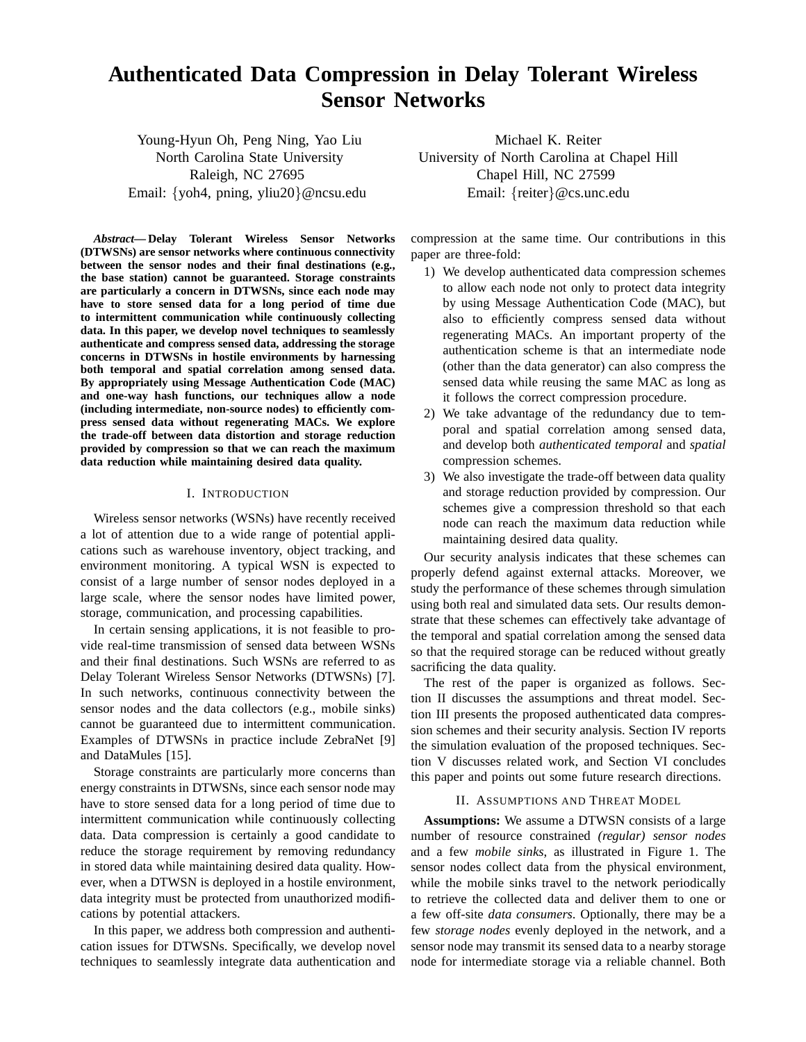# Authenticated Data Compression in Delay Tolerant Wireless Sensor Networks

Young-Hyun Oh, Peng Ning, Yao Liu
North Carolina State University
Raleigh, NC 27695
Email: {yoh4, pning, yliu20}@ncsu.edu

Michael K. Reiter
University of North Carolina at Chapel Hill
Chapel Hill, NC 27599
Email: {reiter}@cs.unc.edu

***Abstract*— Delay Tolerant Wireless Sensor Networks (DTWSNs) are sensor networks where continuous connectivity between the sensor nodes and their final destinations (e.g., the base station) cannot be guaranteed. Storage constraints are particularly a concern in DTWSNs, since each node may have to store sensed data for a long period of time due to intermittent communication while continuously collecting data. In this paper, we develop novel techniques to seamlessly authenticate and compress sensed data, addressing the storage concerns in DTWSNs in hostile environments by harnessing both temporal and spatial correlation among sensed data. By appropriately using Message Authentication Code (MAC) and one-way hash functions, our techniques allow a node (including intermediate, non-source nodes) to efficiently compress sensed data without regenerating MACs. We explore the trade-off between data distortion and storage reduction provided by compression so that we can reach the maximum data reduction while maintaining desired data quality.**

## I. Introduction

Wireless sensor networks (WSNs) have recently received a lot of attention due to a wide range of potential applications such as warehouse inventory, object tracking, and environment monitoring. A typical WSN is expected to consist of a large number of sensor nodes deployed in a large scale, where the sensor nodes have limited power, storage, communication, and processing capabilities.

In certain sensing applications, it is not feasible to provide real-time transmission of sensed data between WSNs and their final destinations. Such WSNs are referred to as Delay Tolerant Wireless Sensor Networks (DTWSNs) [7]. In such networks, continuous connectivity between the sensor nodes and the data collectors (e.g., mobile sinks) cannot be guaranteed due to intermittent communication. Examples of DTWSNs in practice include ZebraNet [9] and DataMules [15].

Storage constraints are particularly more concerns than energy constraints in DTWSNs, since each sensor node may have to store sensed data for a long period of time due to intermittent communication while continuously collecting data. Data compression is certainly a good candidate to reduce the storage requirement by removing redundancy in stored data while maintaining desired data quality. However, when a DTWSN is deployed in a hostile environment, data integrity must be protected from unauthorized modifications by potential attackers.

In this paper, we address both compression and authentication issues for DTWSNs. Specifically, we develop novel techniques to seamlessly integrate data authentication and compression at the same time. Our contributions in this paper are three-fold:

1) We develop authenticated data compression schemes to allow each node not only to protect data integrity by using Message Authentication Code (MAC), but also to efficiently compress sensed data without regenerating MACs. An important property of the authentication scheme is that an intermediate node (other than the data generator) can also compress the sensed data while reusing the same MAC as long as it follows the correct compression procedure.
2) We take advantage of the redundancy due to temporal and spatial correlation among sensed data, and develop both *authenticated temporal* and *spatial* compression schemes.
3) We also investigate the trade-off between data quality and storage reduction provided by compression. Our schemes give a compression threshold so that each node can reach the maximum data reduction while maintaining desired data quality.

Our security analysis indicates that these schemes can properly defend against external attacks. Moreover, we study the performance of these schemes through simulation using both real and simulated data sets. Our results demonstrate that these schemes can effectively take advantage of the temporal and spatial correlation among the sensed data so that the required storage can be reduced without greatly sacrificing the data quality.

The rest of the paper is organized as follows. Section II discusses the assumptions and threat model. Section III presents the proposed authenticated data compression schemes and their security analysis. Section IV reports the simulation evaluation of the proposed techniques. Section V discusses related work, and Section VI concludes this paper and points out some future research directions.

## II. Assumptions and Threat Model

**Assumptions:** We assume a DTWSN consists of a large number of resource constrained *(regular) sensor nodes* and a few *mobile sinks*, as illustrated in Figure 1. The sensor nodes collect data from the physical environment, while the mobile sinks travel to the network periodically to retrieve the collected data and deliver them to one or a few off-site *data consumers*. Optionally, there may be a few *storage nodes* evenly deployed in the network, and a sensor node may transmit its sensed data to a nearby storage node for intermediate storage via a reliable channel. Both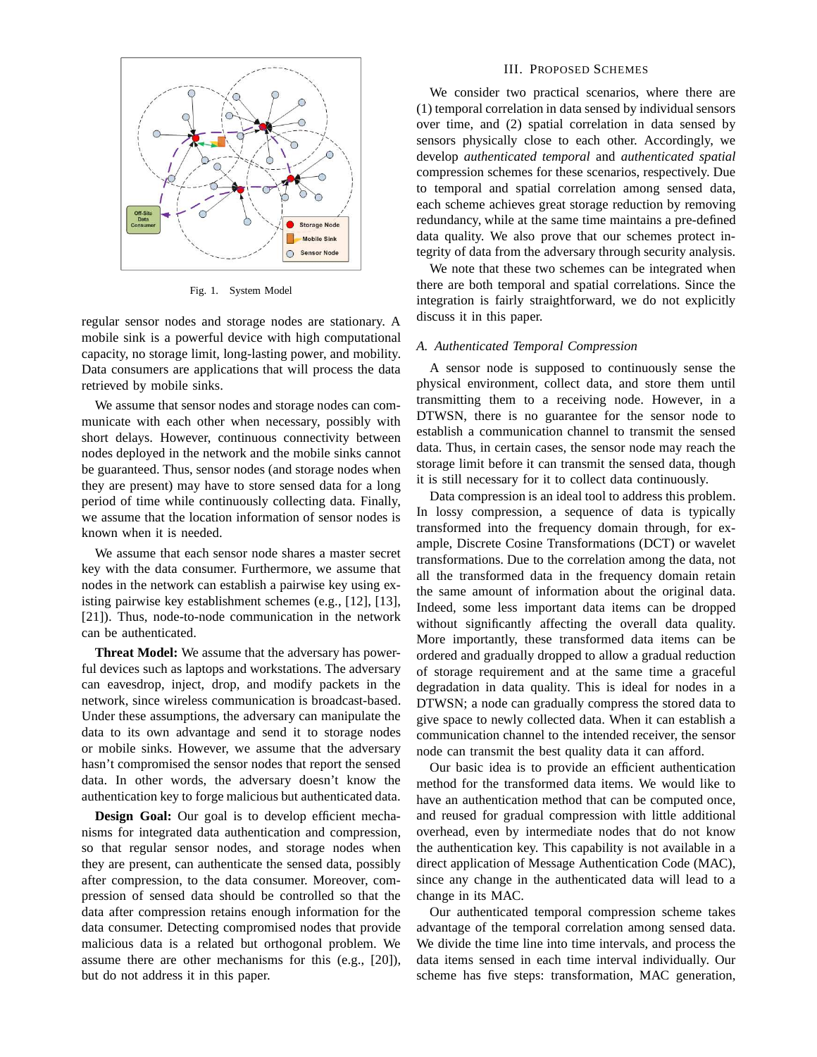Off-Site Data Consumer

Storage Node

Mobile Sink

Sensor Node

Fig. 1. System Model

regular sensor nodes and storage nodes are stationary. A mobile sink is a powerful device with high computational capacity, no storage limit, long-lasting power, and mobility. Data consumers are applications that will process the data retrieved by mobile sinks.

We assume that sensor nodes and storage nodes can communicate with each other when necessary, possibly with short delays. However, continuous connectivity between nodes deployed in the network and the mobile sinks cannot be guaranteed. Thus, sensor nodes (and storage nodes when they are present) may have to store sensed data for a long period of time while continuously collecting data. Finally, we assume that the location information of sensor nodes is known when it is needed.

We assume that each sensor node shares a master secret key with the data consumer. Furthermore, we assume that nodes in the network can establish a pairwise key using existing pairwise key establishment schemes (e.g., [12], [13], [21]). Thus, node-to-node communication in the network can be authenticated.

**Threat Model:** We assume that the adversary has powerful devices such as laptops and workstations. The adversary can eavesdrop, inject, drop, and modify packets in the network, since wireless communication is broadcast-based. Under these assumptions, the adversary can manipulate the data to its own advantage and send it to storage nodes or mobile sinks. However, we assume that the adversary hasn't compromised the sensor nodes that report the sensed data. In other words, the adversary doesn't know the authentication key to forge malicious but authenticated data.

**Design Goal:** Our goal is to develop efficient mechanisms for integrated data authentication and compression, so that regular sensor nodes, and storage nodes when they are present, can authenticate the sensed data, possibly after compression, to the data consumer. Moreover, compression of sensed data should be controlled so that the data after compression retains enough information for the data consumer. Detecting compromised nodes that provide malicious data is a related but orthogonal problem. We assume there are other mechanisms for this (e.g., [20]), but do not address it in this paper.

# III. Proposed Schemes

We consider two practical scenarios, where there are (1) temporal correlation in data sensed by individual sensors over time, and (2) spatial correlation in data sensed by sensors physically close to each other. Accordingly, we develop *authenticated temporal* and *authenticated spatial* compression schemes for these scenarios, respectively. Due to temporal and spatial correlation among sensed data, each scheme achieves great storage reduction by removing redundancy, while at the same time maintains a pre-defined data quality. We also prove that our schemes protect integrity of data from the adversary through security analysis.

We note that these two schemes can be integrated when there are both temporal and spatial correlations. Since the integration is fairly straightforward, we do not explicitly discuss it in this paper.

## A. Authenticated Temporal Compression

A sensor node is supposed to continuously sense the physical environment, collect data, and store them until transmitting them to a receiving node. However, in a DTWSN, there is no guarantee for the sensor node to establish a communication channel to transmit the sensed data. Thus, in certain cases, the sensor node may reach the storage limit before it can transmit the sensed data, though it is still necessary for it to collect data continuously.

Data compression is an ideal tool to address this problem. In lossy compression, a sequence of data is typically transformed into the frequency domain through, for example, Discrete Cosine Transformations (DCT) or wavelet transformations. Due to the correlation among the data, not all the transformed data in the frequency domain retain the same amount of information about the original data. Indeed, some less important data items can be dropped without significantly affecting the overall data quality. More importantly, these transformed data items can be ordered and gradually dropped to allow a gradual reduction of storage requirement and at the same time a graceful degradation in data quality. This is ideal for nodes in a DTWSN; a node can gradually compress the stored data to give space to newly collected data. When it can establish a communication channel to the intended receiver, the sensor node can transmit the best quality data it can afford.

Our basic idea is to provide an efficient authentication method for the transformed data items. We would like to have an authentication method that can be computed once, and reused for gradual compression with little additional overhead, even by intermediate nodes that do not know the authentication key. This capability is not available in a direct application of Message Authentication Code (MAC), since any change in the authenticated data will lead to a change in its MAC.

Our authenticated temporal compression scheme takes advantage of the temporal correlation among sensed data. We divide the time line into time intervals, and process the data items sensed in each time interval individually. Our scheme has five steps: transformation, MAC generation,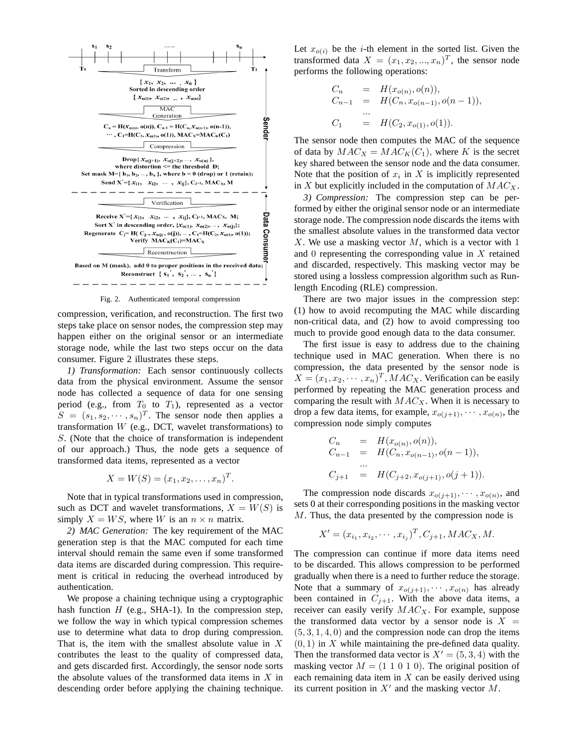Fig. 2. Authenticated temporal compression

compression, verification, and reconstruction. The first two steps take place on sensor nodes, the compression step may happen either on the original sensor or an intermediate storage node, while the last two steps occur on the data consumer. Figure 2 illustrates these steps.

*1) Transformation:* Each sensor continuously collects data from the physical environment. Assume the sensor node has collected a sequence of data for one sensing period (e.g., from $T_0$ to $T_1$), represented as a vector $S = (s_1, s_2, \cdots, s_n)^T$. The sensor node then applies a transformation $W$ (e.g., DCT, wavelet transformations) to $S$. (Note that the choice of transformation is independent of our approach.) Thus, the node gets a sequence of transformed data items, represented as a vector

$$X = W(S) = (x_1, x_2, \ldots, x_n)^T.$$

Note that in typical transformations used in compression, such as DCT and wavelet transformations, $X = W(S)$ is simply $X = WS$, where $W$ is an $n \times n$ matrix.

*2) MAC Generation:* The key requirement of the MAC generation step is that the MAC computed for each time interval should remain the same even if some transformed data items are discarded during compression. This requirement is critical in reducing the overhead introduced by authentication.

We propose a chaining technique using a cryptographic hash function $H$ (e.g., SHA-1). In the compression step, we follow the way in which typical compression schemes use to determine what data to drop during compression. That is, the item with the smallest absolute value in $X$ contributes the least to the quality of compressed data, and gets discarded first. Accordingly, the sensor node sorts the absolute values of the transformed data items in $X$ in descending order before applying the chaining technique. Let $x_{o(i)}$ be the $i$-th element in the sorted list. Given the transformed data $X = (x_1, x_2, ..., x_n)^T$, the sensor node performs the following operations:

$$\begin{aligned} C_n &= H(x_{o(n)}, o(n)), \\ C_{n-1} &= H(C_n, x_{o(n-1)}, o(n-1)), \\ &\ldots \\ C_1 &= H(C_2, x_{o(1)}, o(1)). \end{aligned}$$

The sensor node then computes the MAC of the sequence of data by $MAC_X = MAC_K(C_1)$, where $K$ is the secret key shared between the sensor node and the data consumer. Note that the position of $x_i$ in $X$ is implicitly represented in $X$ but explicitly included in the computation of $MAC_X$.

*3) Compression:* The compression step can be performed by either the original sensor node or an intermediate storage node. The compression node discards the items with the smallest absolute values in the transformed data vector $X$. We use a masking vector $M$, which is a vector with 1 and 0 representing the corresponding value in $X$ retained and discarded, respectively. This masking vector may be stored using a lossless compression algorithm such as Run-length Encoding (RLE) compression.

There are two major issues in the compression step: (1) how to avoid recomputing the MAC while discarding non-critical data, and (2) how to avoid compressing too much to provide good enough data to the data consumer.

The first issue is easy to address due to the chaining technique used in MAC generation. When there is no compression, the data presented by the sensor node is $X = (x_1, x_2, \cdots, x_n)^T, MAC_X$. Verification can be easily performed by repeating the MAC generation process and comparing the result with $MAC_X$. When it is necessary to drop a few data items, for example, $x_{o(j+1)}, \cdots, x_{o(n)}$, the compression node simply computes

$$\begin{aligned} C_n &= H(x_{o(n)}, o(n)), \\ C_{n-1} &= H(C_n, x_{o(n-1)}, o(n-1)), \\ &\ldots \\ C_{j+1} &= H(C_{j+2}, x_{o(j+1)}, o(j+1)). \end{aligned}$$

The compression node discards $x_{o(j+1)}, \cdots, x_{o(n)}$, and sets 0 at their corresponding positions in the masking vector $M$. Thus, the data presented by the compression node is

$$X' = (x_{i_1}, x_{i_2}, \cdots, x_{i_j})^T, C_{j+1}, MAC_X, M.$$

The compression can continue if more data items need to be discarded. This allows compression to be performed gradually when there is a need to further reduce the storage. Note that a summary of $x_{o(j+1)}, \cdots, x_{o(n)}$ has already been contained in $C_{j+1}$. With the above data items, a receiver can easily verify $MAC_X$. For example, suppose the transformed data vector by a sensor node is $X = (5, 3, 1, 4, 0)$ and the compression node can drop the items $(0, 1)$ in $X$ while maintaining the pre-defined data quality. Then the transformed data vector is $X' = (5, 3, 4)$ with the masking vector $M = (1\ 1\ 0\ 1\ 0)$. The original position of each remaining data item in $X$ can be easily derived using its current position in $X'$ and the masking vector $M$.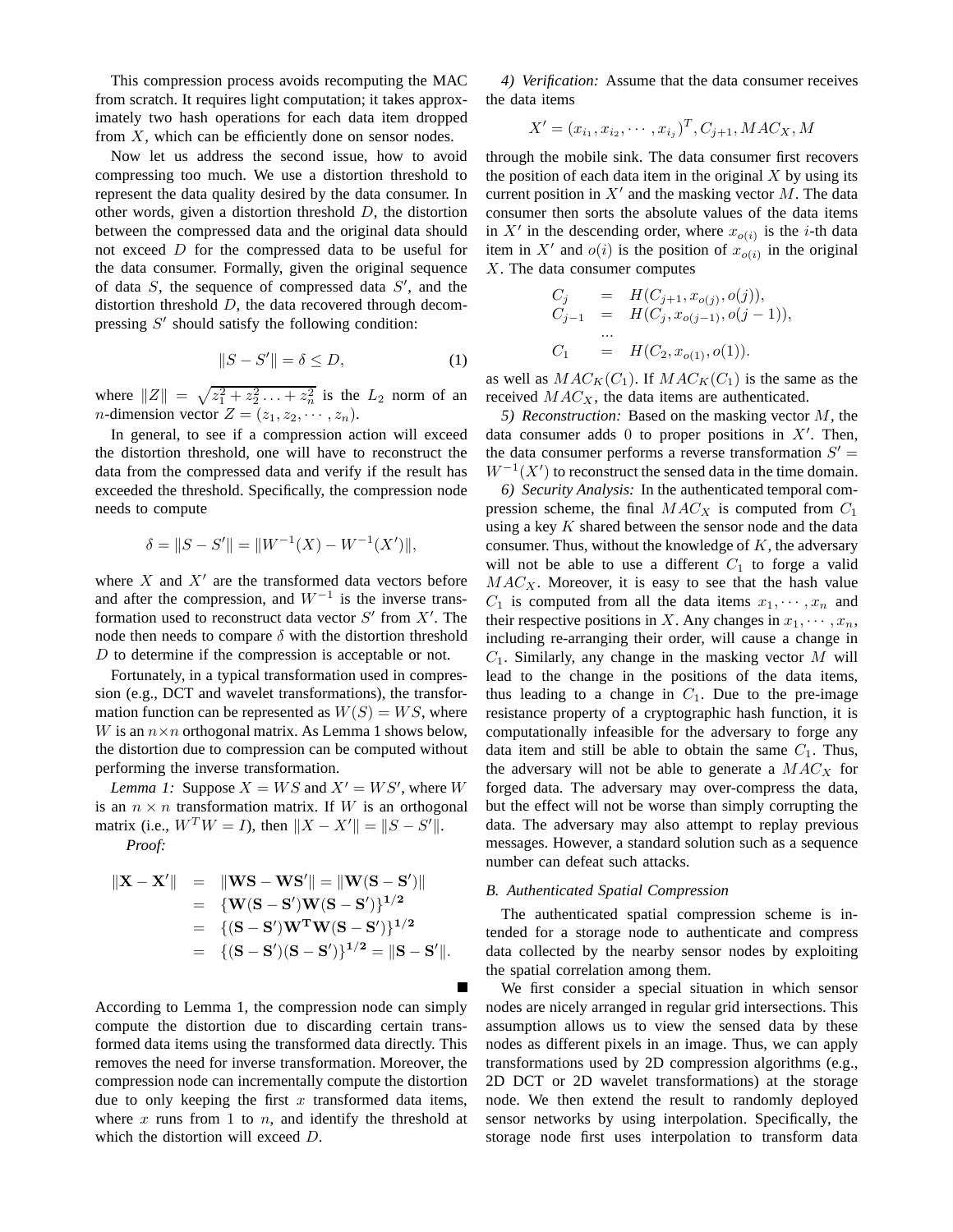This compression process avoids recomputing the MAC from scratch. It requires light computation; it takes approximately two hash operations for each data item dropped from $X$, which can be efficiently done on sensor nodes.

Now let us address the second issue, how to avoid compressing too much. We use a distortion threshold to represent the data quality desired by the data consumer. In other words, given a distortion threshold $D$, the distortion between the compressed data and the original data should not exceed $D$ for the compressed data to be useful for the data consumer. Formally, given the original sequence of data $S$, the sequence of compressed data $S'$, and the distortion threshold $D$, the data recovered through decompressing $S'$ should satisfy the following condition:

$$\|S - S'\| = \delta \leq D, \tag{1}$$

where $\|Z\| = \sqrt{z_1^2 + z_2^2 \ldots + z_n^2}$ is the $L_2$ norm of an $n$-dimension vector $Z = (z_1, z_2, \cdots, z_n)$.

In general, to see if a compression action will exceed the distortion threshold, one will have to reconstruct the data from the compressed data and verify if the result has exceeded the threshold. Specifically, the compression node needs to compute

$$\delta = \|S - S'\| = \|W^{-1}(X) - W^{-1}(X')\|,$$

where $X$ and $X'$ are the transformed data vectors before and after the compression, and $W^{-1}$ is the inverse transformation used to reconstruct data vector $S'$ from $X'$. The node then needs to compare $\delta$ with the distortion threshold $D$ to determine if the compression is acceptable or not.

Fortunately, in a typical transformation used in compression (e.g., DCT and wavelet transformations), the transformation function can be represented as $W(S) = WS$, where $W$ is an $n \times n$ orthogonal matrix. As Lemma 1 shows below, the distortion due to compression can be computed without performing the inverse transformation.

*Lemma 1:* Suppose $X = WS$ and $X' = WS'$, where $W$ is an $n \times n$ transformation matrix. If $W$ is an orthogonal matrix (i.e., $W^T W = I$), then $\|X - X'\| = \|S - S'\|$.

*Proof:*

$$\begin{aligned}
\|\mathbf{X} - \mathbf{X}'\| &= \|\mathbf{WS} - \mathbf{WS}'\| = \|\mathbf{W}(\mathbf{S} - \mathbf{S}')\| \\
&= \{\mathbf{W}(\mathbf{S} - \mathbf{S}')\mathbf{W}(\mathbf{S} - \mathbf{S}')\}^{\mathbf{1/2}} \\
&= \{(\mathbf{S} - \mathbf{S}')\mathbf{W^T W}(\mathbf{S} - \mathbf{S}')\}^{\mathbf{1/2}} \\
&= \{(\mathbf{S} - \mathbf{S}')(\mathbf{S} - \mathbf{S}')\}^{\mathbf{1/2}} = \|\mathbf{S} - \mathbf{S}'\|.
\end{aligned}$$

■

According to Lemma 1, the compression node can simply compute the distortion due to discarding certain transformed data items using the transformed data directly. This removes the need for inverse transformation. Moreover, the compression node can incrementally compute the distortion due to only keeping the first $x$ transformed data items, where $x$ runs from 1 to $n$, and identify the threshold at which the distortion will exceed $D$.

*4) Verification:* Assume that the data consumer receives the data items

$$X' = (x_{i_1}, x_{i_2}, \cdots, x_{i_j})^T, C_{j+1}, MAC_X, M$$

through the mobile sink. The data consumer first recovers the position of each data item in the original $X$ by using its current position in $X'$ and the masking vector $M$. The data consumer then sorts the absolute values of the data items in $X'$ in the descending order, where $x_{o(i)}$ is the $i$-th data item in $X'$ and $o(i)$ is the position of $x_{o(i)}$ in the original $X$. The data consumer computes

$$\begin{aligned}
C_j &= H(C_{j+1}, x_{o(j)}, o(j)), \\
C_{j-1} &= H(C_j, x_{o(j-1)}, o(j-1)), \\
&\cdots \\
C_1 &= H(C_2, x_{o(1)}, o(1)).
\end{aligned}$$

as well as $MAC_K(C_1)$. If $MAC_K(C_1)$ is the same as the received $MAC_X$, the data items are authenticated.

*5) Reconstruction:* Based on the masking vector $M$, the data consumer adds $0$ to proper positions in $X'$. Then, the data consumer performs a reverse transformation $S' = W^{-1}(X')$ to reconstruct the sensed data in the time domain.

*6) Security Analysis:* In the authenticated temporal compression scheme, the final $MAC_X$ is computed from $C_1$ using a key $K$ shared between the sensor node and the data consumer. Thus, without the knowledge of $K$, the adversary will not be able to use a different $C_1$ to forge a valid $MAC_X$. Moreover, it is easy to see that the hash value $C_1$ is computed from all the data items $x_1, \cdots, x_n$ and their respective positions in $X$. Any changes in $x_1, \cdots, x_n$, including re-arranging their order, will cause a change in $C_1$. Similarly, any change in the masking vector $M$ will lead to the change in the positions of the data items, thus leading to a change in $C_1$. Due to the pre-image resistance property of a cryptographic hash function, it is computationally infeasible for the adversary to forge any data item and still be able to obtain the same $C_1$. Thus, the adversary will not be able to generate a $MAC_X$ for forged data. The adversary may over-compress the data, but the effect will not be worse than simply corrupting the data. The adversary may also attempt to replay previous messages. However, a standard solution such as a sequence number can defeat such attacks.

### B. Authenticated Spatial Compression

The authenticated spatial compression scheme is intended for a storage node to authenticate and compress data collected by the nearby sensor nodes by exploiting the spatial correlation among them.

We first consider a special situation in which sensor nodes are nicely arranged in regular grid intersections. This assumption allows us to view the sensed data by these nodes as different pixels in an image. Thus, we can apply transformations used by 2D compression algorithms (e.g., 2D DCT or 2D wavelet transformations) at the storage node. We then extend the result to randomly deployed sensor networks by using interpolation. Specifically, the storage node first uses interpolation to transform data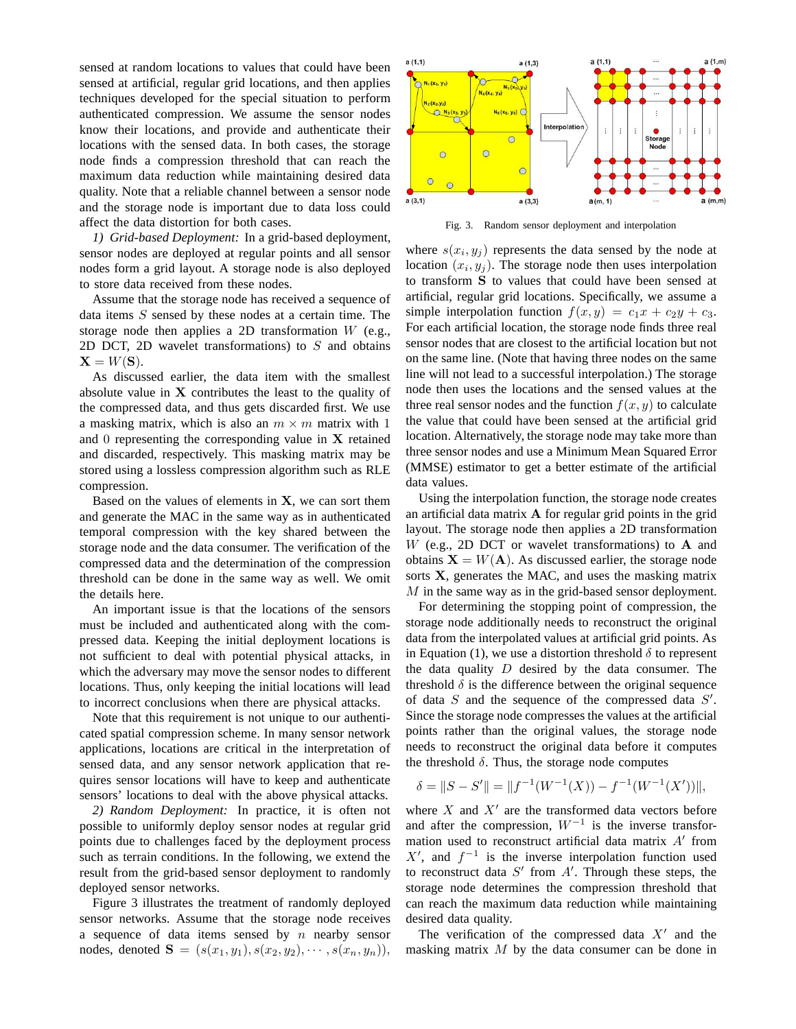sensed at random locations to values that could have been sensed at artificial, regular grid locations, and then applies techniques developed for the special situation to perform authenticated compression. We assume the sensor nodes know their locations, and provide and authenticate their locations with the sensed data. In both cases, the storage node finds a compression threshold that can reach the maximum data reduction while maintaining desired data quality. Note that a reliable channel between a sensor node and the storage node is important due to data loss could affect the data distortion for both cases.

*1) Grid-based Deployment:* In a grid-based deployment, sensor nodes are deployed at regular points and all sensor nodes form a grid layout. A storage node is also deployed to store data received from these nodes.

Assume that the storage node has received a sequence of data items $S$ sensed by these nodes at a certain time. The storage node then applies a 2D transformation $W$ (e.g., 2D DCT, 2D wavelet transformations) to $S$ and obtains $\mathbf{X} = W(\mathbf{S})$.

As discussed earlier, the data item with the smallest absolute value in $\mathbf{X}$ contributes the least to the quality of the compressed data, and thus gets discarded first. We use a masking matrix, which is also an $m \times m$ matrix with 1 and 0 representing the corresponding value in $\mathbf{X}$ retained and discarded, respectively. This masking matrix may be stored using a lossless compression algorithm such as RLE compression.

Based on the values of elements in $\mathbf{X}$, we can sort them and generate the MAC in the same way as in authenticated temporal compression with the key shared between the storage node and the data consumer. The verification of the compressed data and the determination of the compression threshold can be done in the same way as well. We omit the details here.

An important issue is that the locations of the sensors must be included and authenticated along with the compressed data. Keeping the initial deployment locations is not sufficient to deal with potential physical attacks, in which the adversary may move the sensor nodes to different locations. Thus, only keeping the initial locations will lead to incorrect conclusions when there are physical attacks.

Note that this requirement is not unique to our authenticated spatial compression scheme. In many sensor network applications, locations are critical in the interpretation of sensed data, and any sensor network application that requires sensor locations will have to keep and authenticate sensors' locations to deal with the above physical attacks.

*2) Random Deployment:* In practice, it is often not possible to uniformly deploy sensor nodes at regular grid points due to challenges faced by the deployment process such as terrain conditions. In the following, we extend the result from the grid-based sensor deployment to randomly deployed sensor networks.

Figure 3 illustrates the treatment of randomly deployed sensor networks. Assume that the storage node receives a sequence of data items sensed by $n$ nearby sensor nodes, denoted $\mathbf{S} = (s(x_1, y_1), s(x_2, y_2), \cdots, s(x_n, y_n))$, where $s(x_i, y_j)$ represents the data sensed by the node at location $(x_i, y_j)$. The storage node then uses interpolation to transform $\mathbf{S}$ to values that could have been sensed at artificial, regular grid locations. Specifically, we assume a simple interpolation function $f(x, y) = c_1 x + c_2 y + c_3$. For each artificial location, the storage node finds three real sensor nodes that are closest to the artificial location but not on the same line. (Note that having three nodes on the same line will not lead to a successful interpolation.) The storage node then uses the locations and the sensed values at the three real sensor nodes and the function $f(x, y)$ to calculate the value that could have been sensed at the artificial grid location. Alternatively, the storage node may take more than three sensor nodes and use a Minimum Mean Squared Error (MMSE) estimator to get a better estimate of the artificial data values.

Fig. 3. Random sensor deployment and interpolation

Using the interpolation function, the storage node creates an artificial data matrix $\mathbf{A}$ for regular grid points in the grid layout. The storage node then applies a 2D transformation $W$ (e.g., 2D DCT or wavelet transformations) to $\mathbf{A}$ and obtains $\mathbf{X} = W(\mathbf{A})$. As discussed earlier, the storage node sorts $\mathbf{X}$, generates the MAC, and uses the masking matrix $M$ in the same way as in the grid-based sensor deployment.

For determining the stopping point of compression, the storage node additionally needs to reconstruct the original data from the interpolated values at artificial grid points. As in Equation (1), we use a distortion threshold $\delta$ to represent the data quality $D$ desired by the data consumer. The threshold $\delta$ is the difference between the original sequence of data $S$ and the sequence of the compressed data $S'$. Since the storage node compresses the values at the artificial points rather than the original values, the storage node needs to reconstruct the original data before it computes the threshold $\delta$. Thus, the storage node computes

$$\delta = \|S - S'\| = \|f^{-1}(W^{-1}(X)) - f^{-1}(W^{-1}(X'))\|,$$

where $X$ and $X'$ are the transformed data vectors before and after the compression, $W^{-1}$ is the inverse transformation used to reconstruct artificial data matrix $A'$ from $X'$, and $f^{-1}$ is the inverse interpolation function used to reconstruct data $S'$ from $A'$. Through these steps, the storage node determines the compression threshold that can reach the maximum data reduction while maintaining desired data quality.

The verification of the compressed data $X'$ and the masking matrix $M$ by the data consumer can be done in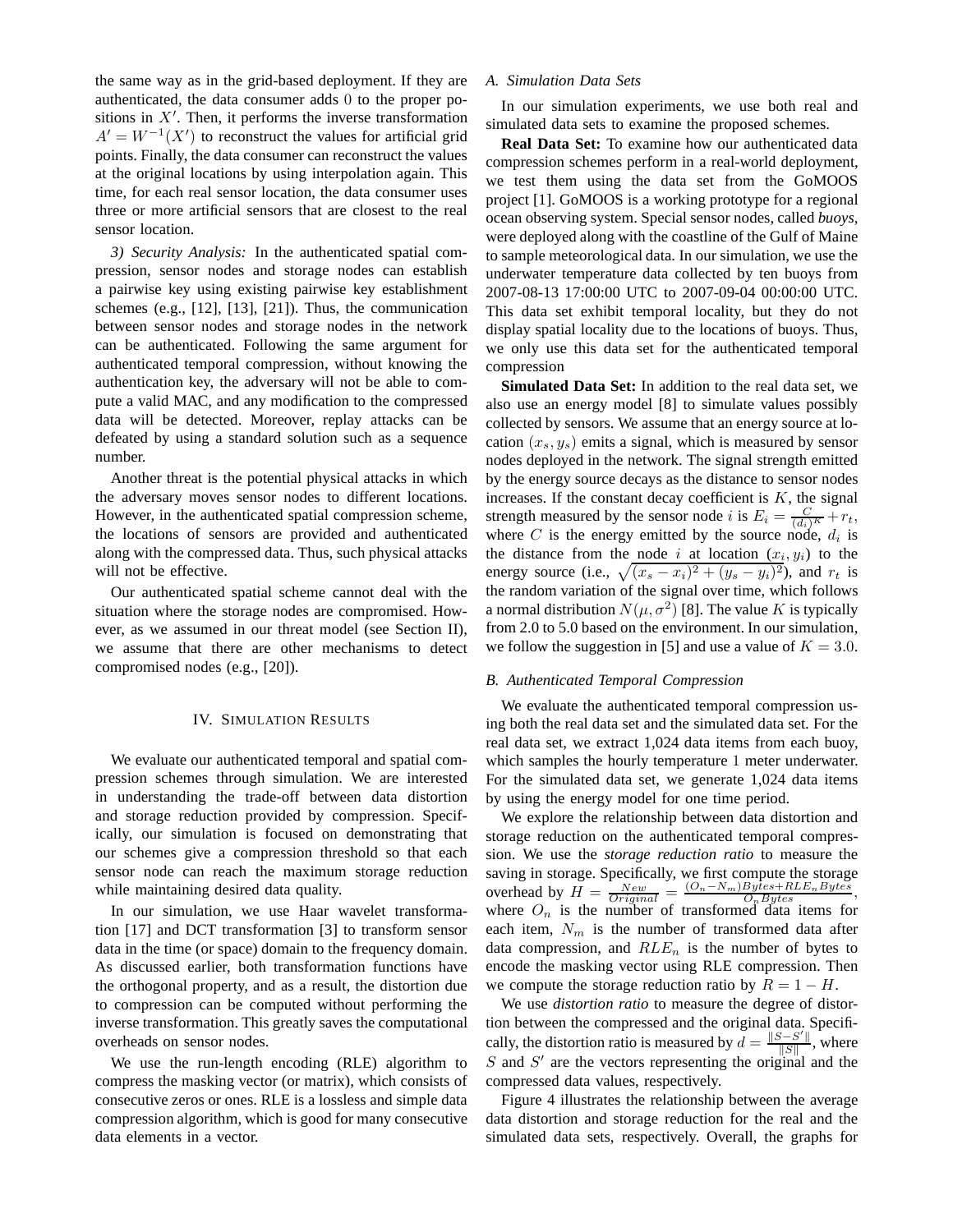the same way as in the grid-based deployment. If they are authenticated, the data consumer adds 0 to the proper positions in $X'$. Then, it performs the inverse transformation $A' = W^{-1}(X')$ to reconstruct the values for artificial grid points. Finally, the data consumer can reconstruct the values at the original locations by using interpolation again. This time, for each real sensor location, the data consumer uses three or more artificial sensors that are closest to the real sensor location.

*3) Security Analysis:* In the authenticated spatial compression, sensor nodes and storage nodes can establish a pairwise key using existing pairwise key establishment schemes (e.g., [12], [13], [21]). Thus, the communication between sensor nodes and storage nodes in the network can be authenticated. Following the same argument for authenticated temporal compression, without knowing the authentication key, the adversary will not be able to compute a valid MAC, and any modification to the compressed data will be detected. Moreover, replay attacks can be defeated by using a standard solution such as a sequence number.

Another threat is the potential physical attacks in which the adversary moves sensor nodes to different locations. However, in the authenticated spatial compression scheme, the locations of sensors are provided and authenticated along with the compressed data. Thus, such physical attacks will not be effective.

Our authenticated spatial scheme cannot deal with the situation where the storage nodes are compromised. However, as we assumed in our threat model (see Section II), we assume that there are other mechanisms to detect compromised nodes (e.g., [20]).

## IV. Simulation Results

We evaluate our authenticated temporal and spatial compression schemes through simulation. We are interested in understanding the trade-off between data distortion and storage reduction provided by compression. Specifically, our simulation is focused on demonstrating that our schemes give a compression threshold so that each sensor node can reach the maximum storage reduction while maintaining desired data quality.

In our simulation, we use Haar wavelet transformation [17] and DCT transformation [3] to transform sensor data in the time (or space) domain to the frequency domain. As discussed earlier, both transformation functions have the orthogonal property, and as a result, the distortion due to compression can be computed without performing the inverse transformation. This greatly saves the computational overheads on sensor nodes.

We use the run-length encoding (RLE) algorithm to compress the masking vector (or matrix), which consists of consecutive zeros or ones. RLE is a lossless and simple data compression algorithm, which is good for many consecutive data elements in a vector.

### A. Simulation Data Sets

In our simulation experiments, we use both real and simulated data sets to examine the proposed schemes.

**Real Data Set:** To examine how our authenticated data compression schemes perform in a real-world deployment, we test them using the data set from the GoMOOS project [1]. GoMOOS is a working prototype for a regional ocean observing system. Special sensor nodes, called *buoys*, were deployed along with the coastline of the Gulf of Maine to sample meteorological data. In our simulation, we use the underwater temperature data collected by ten buoys from 2007-08-13 17:00:00 UTC to 2007-09-04 00:00:00 UTC. This data set exhibit temporal locality, but they do not display spatial locality due to the locations of buoys. Thus, we only use this data set for the authenticated temporal compression

**Simulated Data Set:** In addition to the real data set, we also use an energy model [8] to simulate values possibly collected by sensors. We assume that an energy source at location $(x_s, y_s)$ emits a signal, which is measured by sensor nodes deployed in the network. The signal strength emitted by the energy source decays as the distance to sensor nodes increases. If the constant decay coefficient is $K$, the signal strength measured by the sensor node $i$ is $E_i = \frac{C}{(d_i)^K} + r_t$, where $C$ is the energy emitted by the sensor node, $d_i$ is the distance from the node $i$ at location $(x_i, y_i)$ to the energy source (i.e., $\sqrt{(x_s - x_i)^2 + (y_s - y_i)^2}$), and $r_t$ is the random variation of the signal over time, which follows a normal distribution $N(\mu, \sigma^2)$ [8]. The value $K$ is typically from 2.0 to 5.0 based on the environment. In our simulation, we follow the suggestion in [5] and use a value of $K = 3.0$.

### B. Authenticated Temporal Compression

We evaluate the authenticated temporal compression using both the real data set and the simulated data set. For the real data set, we extract 1,024 data items from each buoy, which samples the hourly temperature 1 meter underwater. For the simulated data set, we generate 1,024 data items by using the energy model for one time period.

We explore the relationship between data distortion and storage reduction on the authenticated temporal compression. We use the *storage reduction ratio* to measure the saving in storage. Specifically, we first compute the storage overhead by $H = \frac{New}{Original} = \frac{(O_n - N_m)Bytes + RLE_n Bytes}{O_n Bytes}$, where $O_n$ is the number of transformed data items for each item, $N_m$ is the number of transformed data after data compression, and $RLE_n$ is the number of bytes to encode the masking vector using RLE compression. Then we compute the storage reduction ratio by $R = 1 - H$.

We use *distortion ratio* to measure the degree of distortion between the compressed and the original data. Specifically, the distortion ratio is measured by $d = \frac{\|S - S'\|}{\|S\|}$, where $S$ and $S'$ are the vectors representing the original and the compressed data values, respectively.

Figure 4 illustrates the relationship between the average data distortion and storage reduction for the real and the simulated data sets, respectively. Overall, the graphs for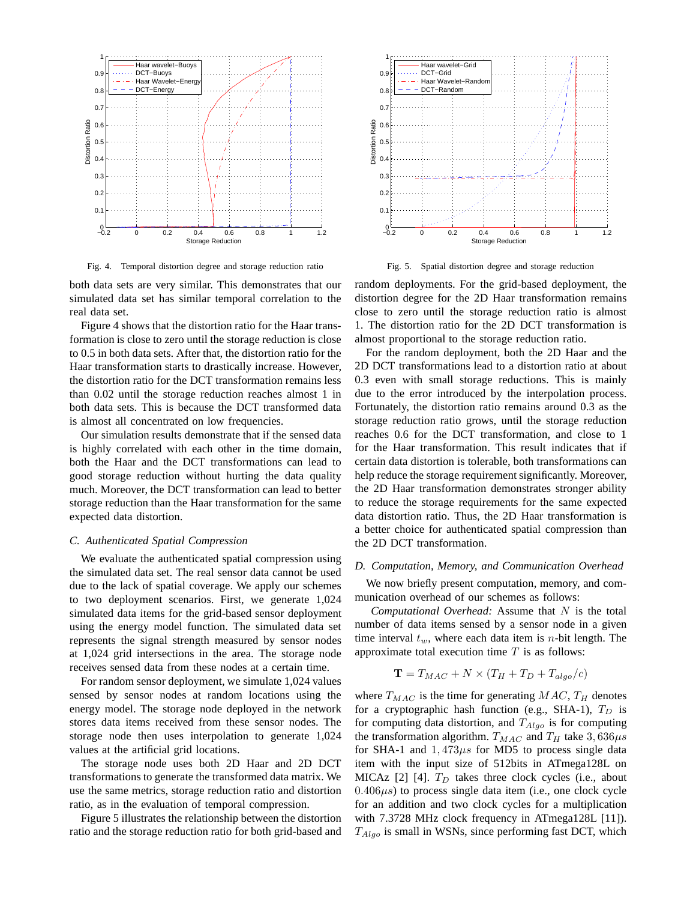Fig. 4. Temporal distortion degree and storage reduction ratio

Fig. 5. Spatial distortion degree and storage reduction

both data sets are very similar. This demonstrates that our simulated data set has similar temporal correlation to the real data set.

Figure 4 shows that the distortion ratio for the Haar transformation is close to zero until the storage reduction is close to 0.5 in both data sets. After that, the distortion ratio for the Haar transformation starts to drastically increase. However, the distortion ratio for the DCT transformation remains less than 0.02 until the storage reduction reaches almost 1 in both data sets. This is because the DCT transformed data is almost all concentrated on low frequencies.

Our simulation results demonstrate that if the sensed data is highly correlated with each other in the time domain, both the Haar and the DCT transformations can lead to good storage reduction without hurting the data quality much. Moreover, the DCT transformation can lead to better storage reduction than the Haar transformation for the same expected data distortion.

### C. Authenticated Spatial Compression

We evaluate the authenticated spatial compression using the simulated data set. The real sensor data cannot be used due to the lack of spatial coverage. We apply our schemes to two deployment scenarios. First, we generate 1,024 simulated data items for the grid-based sensor deployment using the energy model function. The simulated data set represents the signal strength measured by sensor nodes at 1,024 grid intersections in the area. The storage node receives sensed data from these nodes at a certain time.

For random sensor deployment, we simulate 1,024 values sensed by sensor nodes at random locations using the energy model. The storage node deployed in the network stores data items received from these sensor nodes. The storage node then uses interpolation to generate 1,024 values at the artificial grid locations.

The storage node uses both 2D Haar and 2D DCT transformations to generate the transformed data matrix. We use the same metrics, storage reduction ratio and distortion ratio, as in the evaluation of temporal compression.

Figure 5 illustrates the relationship between the distortion ratio and the storage reduction ratio for both grid-based and random deployments. For the grid-based deployment, the distortion degree for the 2D Haar transformation remains close to zero until the storage reduction ratio is almost 1. The distortion ratio for the 2D DCT transformation is almost proportional to the storage reduction ratio.

For the random deployment, both the 2D Haar and the 2D DCT transformations lead to a distortion ratio at about 0.3 even with small storage reductions. This is mainly due to the error introduced by the interpolation process. Fortunately, the distortion ratio remains around 0.3 as the storage reduction ratio grows, until the storage reduction reaches 0.6 for the DCT transformation, and close to 1 for the Haar transformation. This result indicates that if certain data distortion is tolerable, both transformations can help reduce the storage requirement significantly. Moreover, the 2D Haar transformation demonstrates stronger ability to reduce the storage requirements for the same expected data distortion ratio. Thus, the 2D Haar transformation is a better choice for authenticated spatial compression than the 2D DCT transformation.

### D. Computation, Memory, and Communication Overhead

We now briefly present computation, memory, and communication overhead of our schemes as follows:

*Computational Overhead:* Assume that $N$ is the total number of data items sensed by a sensor node in a given time interval $t_w$, where each data item is $n$-bit length. The approximate total execution time $T$ is as follows:

$$\mathbf{T} = T_{MAC} + N \times (T_H + T_D + T_{algo}/c)$$

where $T_{MAC}$ is the time for generating $MAC$, $T_H$ denotes for a cryptographic hash function (e.g., SHA-1), $T_D$ is for computing data distortion, and $T_{Algo}$ is for computing the transformation algorithm. $T_{MAC}$ and $T_H$ take $3,636\mu s$ for SHA-1 and $1,473\mu s$ for MD5 to process single data item with the input size of 512bits in ATmega128L on MICAz [2] [4]. $T_D$ takes three clock cycles (i.e., about $0.406\mu s$) to process single data item (i.e., one clock cycle for an addition and two clock cycles for a multiplication with 7.3728 MHz clock frequency in ATmega128L [11]). $T_{Algo}$ is small in WSNs, since performing fast DCT, which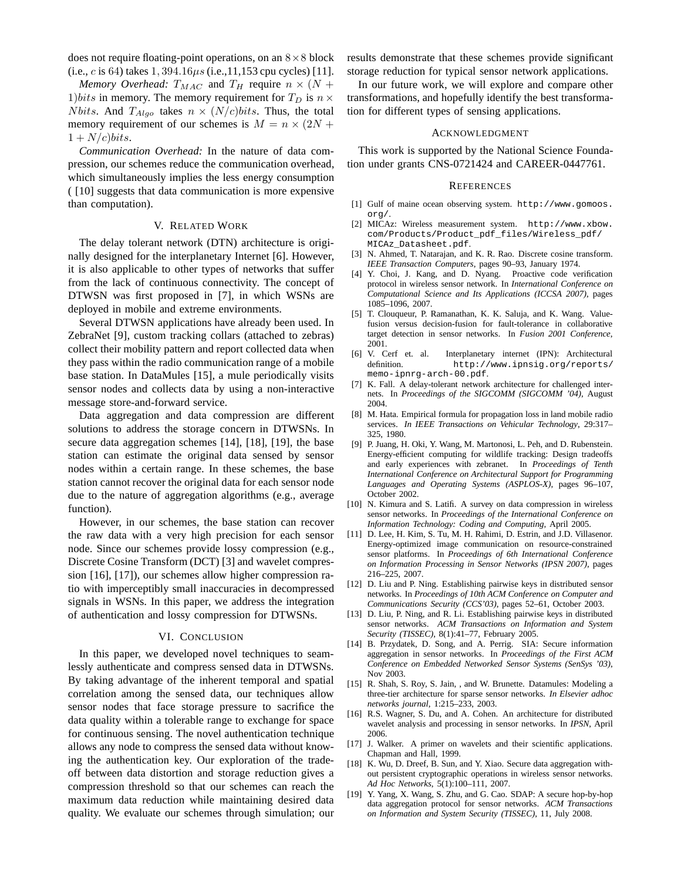does not require floating-point operations, on an $8 \times 8$ block (i.e., $c$ is 64) takes $1,394.16\mu s$ (i.e.,11,153 cpu cycles) [11].

*Memory Overhead:* $T_{MAC}$ and $T_H$ require $n \times (N+1) bits$ in memory. The memory requirement for $T_D$ is $n \times N bits$. And $T_{Algo}$ takes $n \times (N/c) bits$. Thus, the total memory requirement of our schemes is $M = n \times (2N + 1 + N/c) bits$.

*Communication Overhead:* In the nature of data compression, our schemes reduce the communication overhead, which simultaneously implies the less energy consumption ( [10] suggests that data communication is more expensive than computation).

## V. Related Work

The delay tolerant network (DTN) architecture is originally designed for the interplanetary Internet [6]. However, it is also applicable to other types of networks that suffer from the lack of continuous connectivity. The concept of DTWSN was first proposed in [7], in which WSNs are deployed in mobile and extreme environments.

Several DTWSN applications have already been used. In ZebraNet [9], custom tracking collars (attached to zebras) collect their mobility pattern and report collected data when they pass within the radio communication range of a mobile base station. In DataMules [15], a mule periodically visits sensor nodes and collects data by using a non-interactive message store-and-forward service.

Data aggregation and data compression are different solutions to address the storage concern in DTWSNs. In secure data aggregation schemes [14], [18], [19], the base station can estimate the original data sensed by sensor nodes within a certain range. In these schemes, the base station cannot recover the original data for each sensor node due to the nature of aggregation algorithms (e.g., average function).

However, in our schemes, the base station can recover the raw data with a very high precision for each sensor node. Since our schemes provide lossy compression (e.g., Discrete Cosine Transform (DCT) [3] and wavelet compression [16], [17]), our schemes allow higher compression ratio with imperceptibly small inaccuracies in decompressed signals in WSNs. In this paper, we address the integration of authentication and lossy compression for DTWSNs.

## VI. Conclusion

In this paper, we developed novel techniques to seamlessly authenticate and compress sensed data in DTWSNs. By taking advantage of the inherent temporal and spatial correlation among the sensed data, our techniques allow sensor nodes that face storage pressure to sacrifice the data quality within a tolerable range to exchange for space for continuous sensing. The novel authentication technique allows any node to compress the sensed data without knowing the authentication key. Our exploration of the trade-off between data distortion and storage reduction gives a compression threshold so that our schemes can reach the maximum data reduction while maintaining desired data quality. We evaluate our schemes through simulation; our results demonstrate that these schemes provide significant storage reduction for typical sensor network applications.

In our future work, we will explore and compare other transformations, and hopefully identify the best transformation for different types of sensing applications.

## Acknowledgment

This work is supported by the National Science Foundation under grants CNS-0721424 and CAREER-0447761.

## References

[1] Gulf of maine ocean observing system. http://www.gomoos.org/.

[2] MICAz: Wireless measurement system. http://www.xbow.com/Products/Product_pdf_files/Wireless_pdf/MICAz_Datasheet.pdf.

[3] N. Ahmed, T. Natarajan, and K. R. Rao. Discrete cosine transform. *IEEE Transaction Computers*, pages 90–93, January 1974.

[4] Y. Choi, J. Kang, and D. Nyang. Proactive code verification protocol in wireless sensor network. In *International Conference on Computational Science and Its Applications (ICCSA 2007)*, pages 1085–1096, 2007.

[5] T. Clouqueur, P. Ramanathan, K. K. Saluja, and K. Wang. Value-fusion versus decision-fusion for fault-tolerance in collaborative target detection in sensor networks. In *Fusion 2001 Conference*, 2001.

[6] V. Cerf et. al. Interplanetary internet (IPN): Architectural definition. http://www.ipnsig.org/reports/memo-ipnrg-arch-00.pdf.

[7] K. Fall. A delay-tolerant network architecture for challenged internets. In *Proceedings of the SIGCOMM (SIGCOMM '04)*, August 2004.

[8] M. Hata. Empirical formula for propagation loss in land mobile radio services. *In IEEE Transactions on Vehicular Technology*, 29:317–325, 1980.

[9] P. Juang, H. Oki, Y. Wang, M. Martonosi, L. Peh, and D. Rubenstein. Energy-efficient computing for wildlife tracking: Design tradeoffs and early experiences with zebranet. In *Proceedings of Tenth International Conference on Architectural Support for Programming Languages and Operating Systems (ASPLOS-X)*, pages 96–107, October 2002.

[10] N. Kimura and S. Latifi. A survey on data compression in wireless sensor networks. In *Proceedings of the International Conference on Information Technology: Coding and Computing*, April 2005.

[11] D. Lee, H. Kim, S. Tu, M. H. Rahimi, D. Estrin, and J.D. Villasenor. Energy-optimized image communication on resource-constrained sensor platforms. In *Proceedings of 6th International Conference on Information Processing in Sensor Networks (IPSN 2007)*, pages 216–225, 2007.

[12] D. Liu and P. Ning. Establishing pairwise keys in distributed sensor networks. In *Proceedings of 10th ACM Conference on Computer and Communications Security (CCS'03)*, pages 52–61, October 2003.

[13] D. Liu, P. Ning, and R. Li. Establishing pairwise keys in distributed sensor networks. *ACM Transactions on Information and System Security (TISSEC)*, 8(1):41–77, February 2005.

[14] B. Przydatek, D. Song, and A. Perrig. SIA: Secure information aggregation in sensor networks. In *Proceedings of the First ACM Conference on Embedded Networked Sensor Systems (SenSys '03)*, Nov 2003.

[15] R. Shah, S. Roy, S. Jain, , and W. Brunette. Datamules: Modeling a three-tier architecture for sparse sensor networks. *In Elsevier adhoc networks journal*, 1:215–233, 2003.

[16] R.S. Wagner, S. Du, and A. Cohen. An architecture for distributed wavelet analysis and processing in sensor networks. In *IPSN*, April 2006.

[17] J. Walker. A primer on wavelets and their scientific applications. Chapman and Hall, 1999.

[18] K. Wu, D. Dreef, B. Sun, and Y. Xiao. Secure data aggregation without persistent cryptographic operations in wireless sensor networks. *Ad Hoc Networks*, 5(1):100–111, 2007.

[19] Y. Yang, X. Wang, S. Zhu, and G. Cao. SDAP: A secure hop-by-hop data aggregation protocol for sensor networks. *ACM Transactions on Information and System Security (TISSEC)*, 11, July 2008.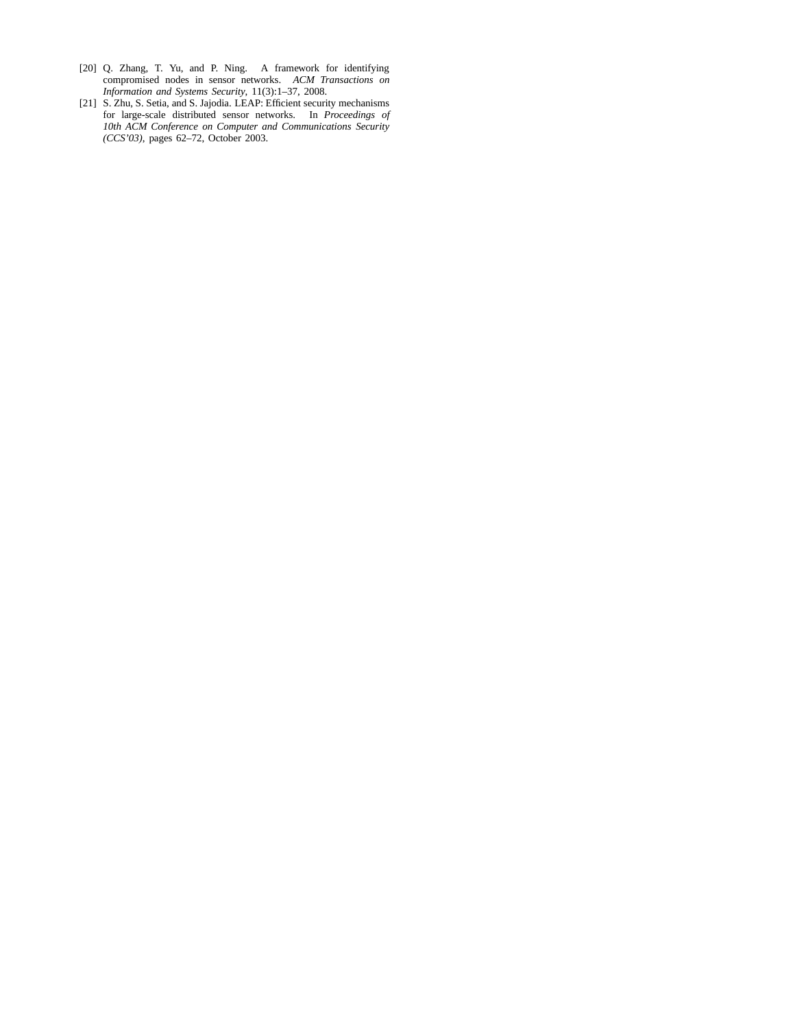[20] Q. Zhang, T. Yu, and P. Ning. A framework for identifying compromised nodes in sensor networks. *ACM Transactions on Information and Systems Security*, 11(3):1–37, 2008.

[21] S. Zhu, S. Setia, and S. Jajodia. LEAP: Efficient security mechanisms for large-scale distributed sensor networks. In *Proceedings of 10th ACM Conference on Computer and Communications Security (CCS'03)*, pages 62–72, October 2003.